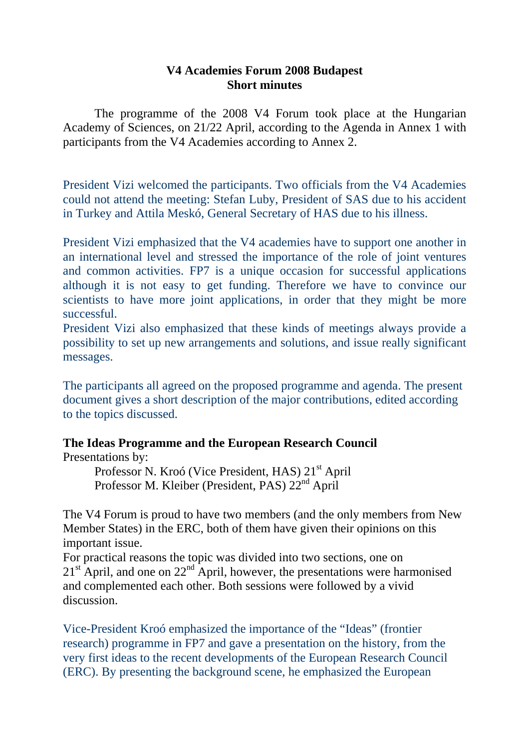# V4 Academies Forum 2008 Budapest
## Short minutes

The programme of the 2008 V4 Forum took place at the Hungarian Academy of Sciences, on 21/22 April, according to the Agenda in Annex 1 with participants from the V4 Academies according to Annex 2.

President Vizi welcomed the participants. Two officials from the V4 Academies could not attend the meeting: Stefan Luby, President of SAS due to his accident in Turkey and Attila Meskó, General Secretary of HAS due to his illness.

President Vizi emphasized that the V4 academies have to support one another in an international level and stressed the importance of the role of joint ventures and common activities. FP7 is a unique occasion for successful applications although it is not easy to get funding. Therefore we have to convince our scientists to have more joint applications, in order that they might be more successful.
President Vizi also emphasized that these kinds of meetings always provide a possibility to set up new arrangements and solutions, and issue really significant messages.

The participants all agreed on the proposed programme and agenda. The present document gives a short description of the major contributions, edited according to the topics discussed.

**The Ideas Programme and the European Research Council**
Presentations by:

Professor N. Kroó (Vice President, HAS) 21st April
Professor M. Kleiber (President, PAS) 22nd April

The V4 Forum is proud to have two members (and the only members from New Member States) in the ERC, both of them have given their opinions on this important issue.
For practical reasons the topic was divided into two sections, one on 21st April, and one on 22nd April, however, the presentations were harmonised and complemented each other. Both sessions were followed by a vivid discussion.

Vice-President Kroó emphasized the importance of the "Ideas" (frontier research) programme in FP7 and gave a presentation on the history, from the very first ideas to the recent developments of the European Research Council (ERC). By presenting the background scene, he emphasized the European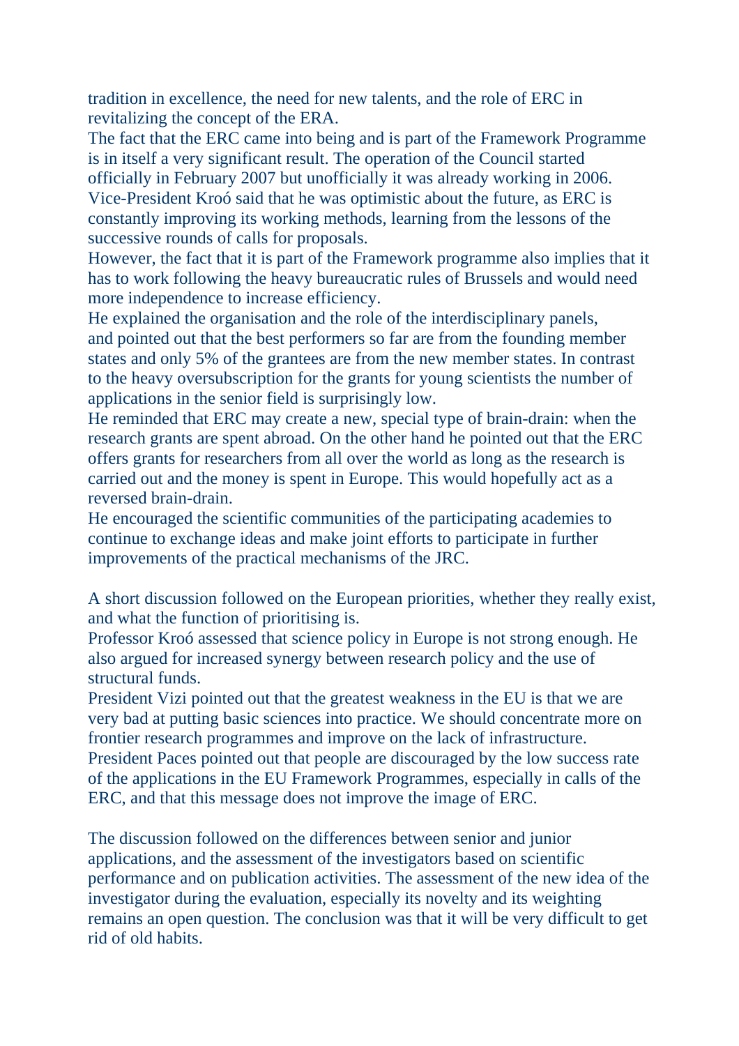tradition in excellence, the need for new talents, and the role of ERC in revitalizing the concept of the ERA.

The fact that the ERC came into being and is part of the Framework Programme is in itself a very significant result. The operation of the Council started officially in February 2007 but unofficially it was already working in 2006. Vice-President Kroó said that he was optimistic about the future, as ERC is constantly improving its working methods, learning from the lessons of the successive rounds of calls for proposals.

However, the fact that it is part of the Framework programme also implies that it has to work following the heavy bureaucratic rules of Brussels and would need more independence to increase efficiency.

He explained the organisation and the role of the interdisciplinary panels, and pointed out that the best performers so far are from the founding member states and only 5% of the grantees are from the new member states. In contrast to the heavy oversubscription for the grants for young scientists the number of applications in the senior field is surprisingly low.

He reminded that ERC may create a new, special type of brain-drain: when the research grants are spent abroad. On the other hand he pointed out that the ERC offers grants for researchers from all over the world as long as the research is carried out and the money is spent in Europe. This would hopefully act as a reversed brain-drain.

He encouraged the scientific communities of the participating academies to continue to exchange ideas and make joint efforts to participate in further improvements of the practical mechanisms of the JRC.

A short discussion followed on the European priorities, whether they really exist, and what the function of prioritising is.

Professor Kroó assessed that science policy in Europe is not strong enough. He also argued for increased synergy between research policy and the use of structural funds.

President Vizi pointed out that the greatest weakness in the EU is that we are very bad at putting basic sciences into practice. We should concentrate more on frontier research programmes and improve on the lack of infrastructure.

President Paces pointed out that people are discouraged by the low success rate of the applications in the EU Framework Programmes, especially in calls of the ERC, and that this message does not improve the image of ERC.

The discussion followed on the differences between senior and junior applications, and the assessment of the investigators based on scientific performance and on publication activities. The assessment of the new idea of the investigator during the evaluation, especially its novelty and its weighting remains an open question. The conclusion was that it will be very difficult to get rid of old habits.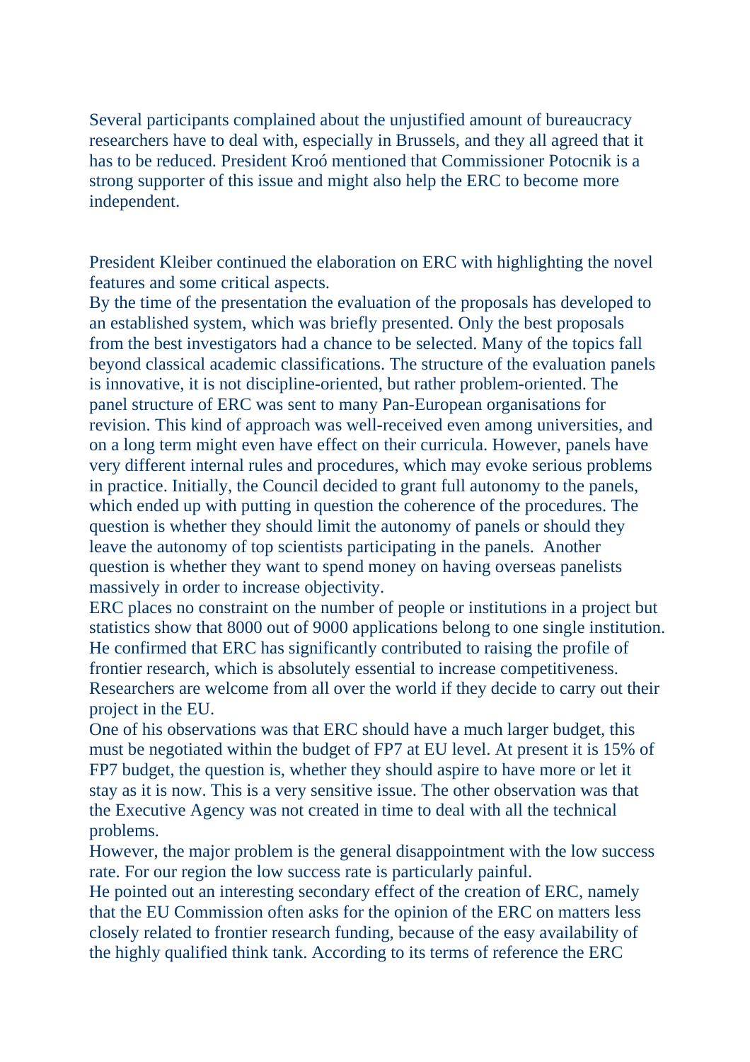Several participants complained about the unjustified amount of bureaucracy researchers have to deal with, especially in Brussels, and they all agreed that it has to be reduced. President Kroó mentioned that Commissioner Potocnik is a strong supporter of this issue and might also help the ERC to become more independent.

President Kleiber continued the elaboration on ERC with highlighting the novel features and some critical aspects.
By the time of the presentation the evaluation of the proposals has developed to an established system, which was briefly presented. Only the best proposals from the best investigators had a chance to be selected. Many of the topics fall beyond classical academic classifications. The structure of the evaluation panels is innovative, it is not discipline-oriented, but rather problem-oriented. The panel structure of ERC was sent to many Pan-European organisations for revision. This kind of approach was well-received even among universities, and on a long term might even have effect on their curricula. However, panels have very different internal rules and procedures, which may evoke serious problems in practice. Initially, the Council decided to grant full autonomy to the panels, which ended up with putting in question the coherence of the procedures. The question is whether they should limit the autonomy of panels or should they leave the autonomy of top scientists participating in the panels. Another question is whether they want to spend money on having overseas panelists massively in order to increase objectivity.
ERC places no constraint on the number of people or institutions in a project but statistics show that 8000 out of 9000 applications belong to one single institution. He confirmed that ERC has significantly contributed to raising the profile of frontier research, which is absolutely essential to increase competitiveness. Researchers are welcome from all over the world if they decide to carry out their project in the EU.
One of his observations was that ERC should have a much larger budget, this must be negotiated within the budget of FP7 at EU level. At present it is 15% of FP7 budget, the question is, whether they should aspire to have more or let it stay as it is now. This is a very sensitive issue. The other observation was that the Executive Agency was not created in time to deal with all the technical problems.
However, the major problem is the general disappointment with the low success rate. For our region the low success rate is particularly painful.
He pointed out an interesting secondary effect of the creation of ERC, namely that the EU Commission often asks for the opinion of the ERC on matters less closely related to frontier research funding, because of the easy availability of the highly qualified think tank. According to its terms of reference the ERC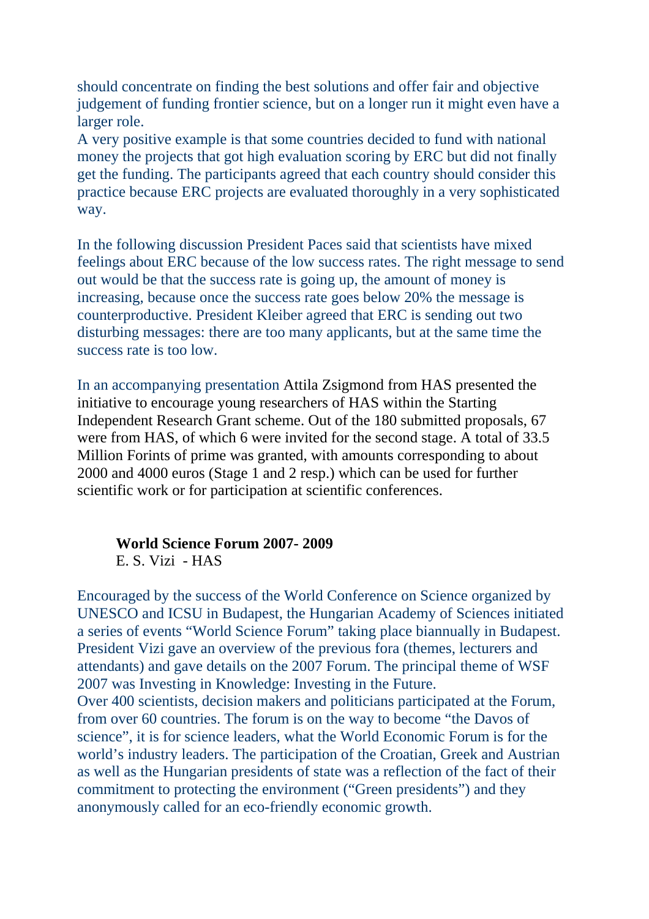should concentrate on finding the best solutions and offer fair and objective judgement of funding frontier science, but on a longer run it might even have a larger role.

A very positive example is that some countries decided to fund with national money the projects that got high evaluation scoring by ERC but did not finally get the funding. The participants agreed that each country should consider this practice because ERC projects are evaluated thoroughly in a very sophisticated way.

In the following discussion President Paces said that scientists have mixed feelings about ERC because of the low success rates. The right message to send out would be that the success rate is going up, the amount of money is increasing, because once the success rate goes below 20% the message is counterproductive. President Kleiber agreed that ERC is sending out two disturbing messages: there are too many applicants, but at the same time the success rate is too low.

In an accompanying presentation Attila Zsigmond from HAS presented the initiative to encourage young researchers of HAS within the Starting Independent Research Grant scheme. Out of the 180 submitted proposals, 67 were from HAS, of which 6 were invited for the second stage. A total of 33.5 Million Forints of prime was granted, with amounts corresponding to about 2000 and 4000 euros (Stage 1 and 2 resp.) which can be used for further scientific work or for participation at scientific conferences.

**World Science Forum 2007- 2009**
E. S. Vizi - HAS

Encouraged by the success of the World Conference on Science organized by UNESCO and ICSU in Budapest, the Hungarian Academy of Sciences initiated a series of events "World Science Forum" taking place biannually in Budapest. President Vizi gave an overview of the previous fora (themes, lecturers and attendants) and gave details on the 2007 Forum. The principal theme of WSF 2007 was Investing in Knowledge: Investing in the Future.

Over 400 scientists, decision makers and politicians participated at the Forum, from over 60 countries. The forum is on the way to become "the Davos of science", it is for science leaders, what the World Economic Forum is for the world's industry leaders. The participation of the Croatian, Greek and Austrian as well as the Hungarian presidents of state was a reflection of the fact of their commitment to protecting the environment ("Green presidents") and they anonymously called for an eco-friendly economic growth.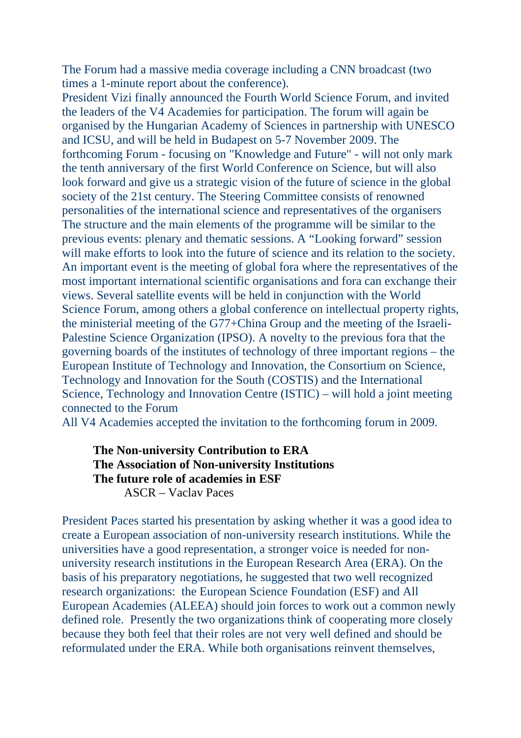The Forum had a massive media coverage including a CNN broadcast (two times a 1-minute report about the conference).

President Vizi finally announced the Fourth World Science Forum, and invited the leaders of the V4 Academies for participation. The forum will again be organised by the Hungarian Academy of Sciences in partnership with UNESCO and ICSU, and will be held in Budapest on 5-7 November 2009. The forthcoming Forum - focusing on "Knowledge and Future" - will not only mark the tenth anniversary of the first World Conference on Science, but will also look forward and give us a strategic vision of the future of science in the global society of the 21st century. The Steering Committee consists of renowned personalities of the international science and representatives of the organisers The structure and the main elements of the programme will be similar to the previous events: plenary and thematic sessions. A "Looking forward" session will make efforts to look into the future of science and its relation to the society. An important event is the meeting of global fora where the representatives of the most important international scientific organisations and fora can exchange their views. Several satellite events will be held in conjunction with the World Science Forum, among others a global conference on intellectual property rights, the ministerial meeting of the G77+China Group and the meeting of the Israeli-Palestine Science Organization (IPSO). A novelty to the previous fora that the governing boards of the institutes of technology of three important regions – the European Institute of Technology and Innovation, the Consortium on Science, Technology and Innovation for the South (COSTIS) and the International Science, Technology and Innovation Centre (ISTIC) – will hold a joint meeting connected to the Forum

All V4 Academies accepted the invitation to the forthcoming forum in 2009.

**The Non-university Contribution to ERA**
**The Association of Non-university Institutions**
**The future role of academies in ESF**

ASCR – Vaclav Paces

President Paces started his presentation by asking whether it was a good idea to create a European association of non-university research institutions. While the universities have a good representation, a stronger voice is needed for non-university research institutions in the European Research Area (ERA). On the basis of his preparatory negotiations, he suggested that two well recognized research organizations: the European Science Foundation (ESF) and All European Academies (ALEEA) should join forces to work out a common newly defined role. Presently the two organizations think of cooperating more closely because they both feel that their roles are not very well defined and should be reformulated under the ERA. While both organisations reinvent themselves,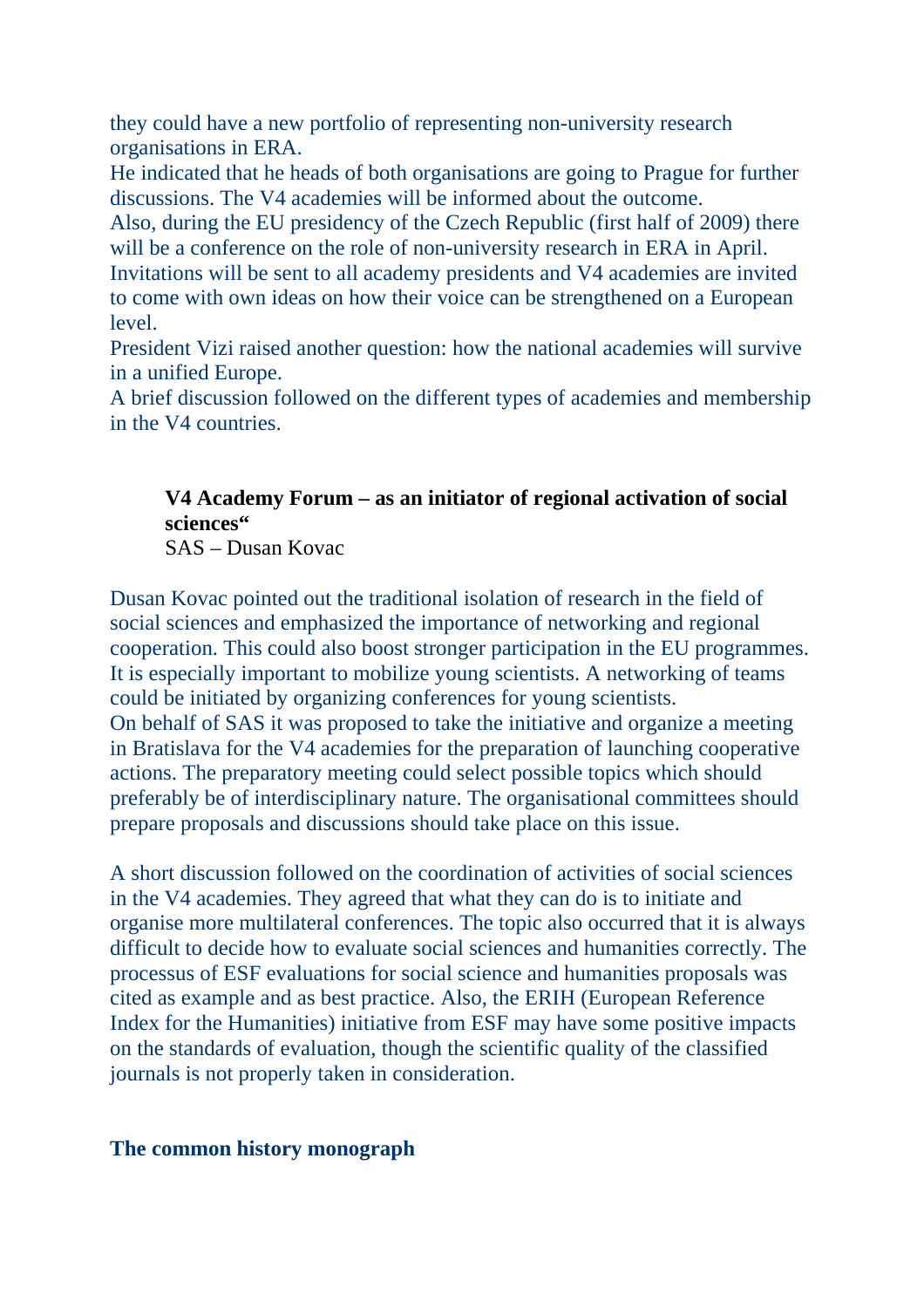they could have a new portfolio of representing non-university research organisations in ERA.

He indicated that he heads of both organisations are going to Prague for further discussions. The V4 academies will be informed about the outcome.

Also, during the EU presidency of the Czech Republic (first half of 2009) there will be a conference on the role of non-university research in ERA in April. Invitations will be sent to all academy presidents and V4 academies are invited to come with own ideas on how their voice can be strengthened on a European level.

President Vizi raised another question: how the national academies will survive in a unified Europe.

A brief discussion followed on the different types of academies and membership in the V4 countries.

**V4 Academy Forum – as an initiator of regional activation of social sciences“**
SAS – Dusan Kovac

Dusan Kovac pointed out the traditional isolation of research in the field of social sciences and emphasized the importance of networking and regional cooperation. This could also boost stronger participation in the EU programmes. It is especially important to mobilize young scientists. A networking of teams could be initiated by organizing conferences for young scientists.

On behalf of SAS it was proposed to take the initiative and organize a meeting in Bratislava for the V4 academies for the preparation of launching cooperative actions. The preparatory meeting could select possible topics which should preferably be of interdisciplinary nature. The organisational committees should prepare proposals and discussions should take place on this issue.

A short discussion followed on the coordination of activities of social sciences in the V4 academies. They agreed that what they can do is to initiate and organise more multilateral conferences. The topic also occurred that it is always difficult to decide how to evaluate social sciences and humanities correctly. The processus of ESF evaluations for social science and humanities proposals was cited as example and as best practice. Also, the ERIH (European Reference Index for the Humanities) initiative from ESF may have some positive impacts on the standards of evaluation, though the scientific quality of the classified journals is not properly taken in consideration.

**The common history monograph**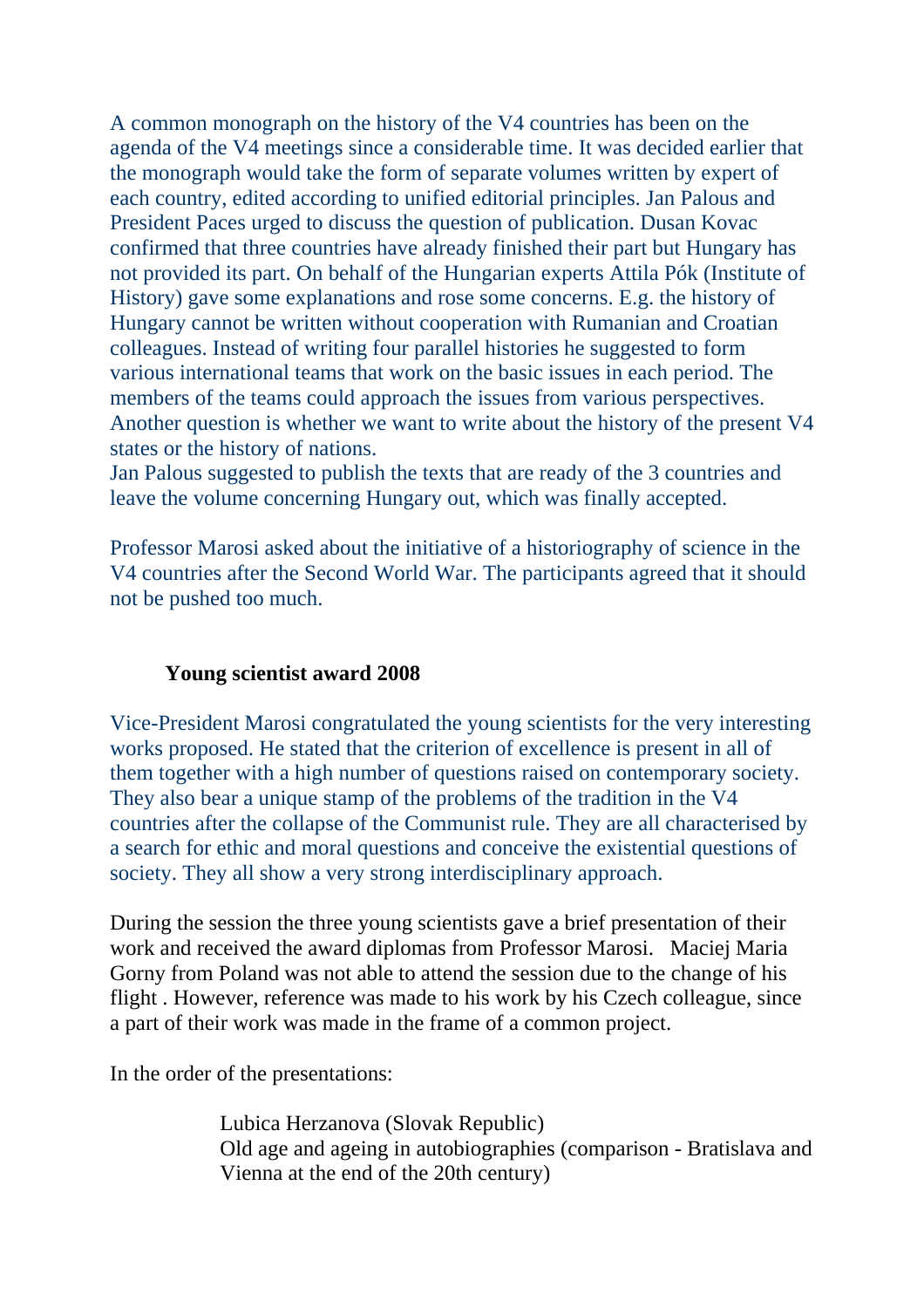A common monograph on the history of the V4 countries has been on the agenda of the V4 meetings since a considerable time. It was decided earlier that the monograph would take the form of separate volumes written by expert of each country, edited according to unified editorial principles. Jan Palous and President Paces urged to discuss the question of publication. Dusan Kovac confirmed that three countries have already finished their part but Hungary has not provided its part. On behalf of the Hungarian experts Attila Pók (Institute of History) gave some explanations and rose some concerns. E.g. the history of Hungary cannot be written without cooperation with Rumanian and Croatian colleagues. Instead of writing four parallel histories he suggested to form various international teams that work on the basic issues in each period. The members of the teams could approach the issues from various perspectives. Another question is whether we want to write about the history of the present V4 states or the history of nations.
Jan Palous suggested to publish the texts that are ready of the 3 countries and leave the volume concerning Hungary out, which was finally accepted.

Professor Marosi asked about the initiative of a historiography of science in the V4 countries after the Second World War. The participants agreed that it should not be pushed too much.

**Young scientist award 2008**

Vice-President Marosi congratulated the young scientists for the very interesting works proposed. He stated that the criterion of excellence is present in all of them together with a high number of questions raised on contemporary society. They also bear a unique stamp of the problems of the tradition in the V4 countries after the collapse of the Communist rule. They are all characterised by a search for ethic and moral questions and conceive the existential questions of society. They all show a very strong interdisciplinary approach.

During the session the three young scientists gave a brief presentation of their work and received the award diplomas from Professor Marosi. Maciej Maria Gorny from Poland was not able to attend the session due to the change of his flight . However, reference was made to his work by his Czech colleague, since a part of their work was made in the frame of a common project.

In the order of the presentations:

Lubica Herzanova (Slovak Republic)
Old age and ageing in autobiographies (comparison - Bratislava and Vienna at the end of the 20th century)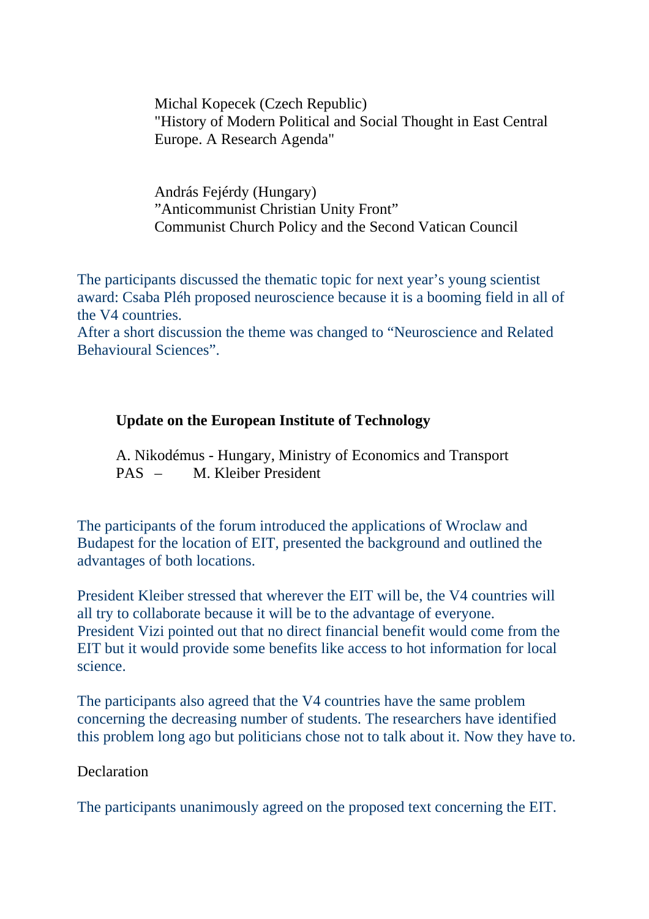Michal Kopecek (Czech Republic)
"History of Modern Political and Social Thought in East Central Europe. A Research Agenda"

András Fejérdy (Hungary)
”Anticommunist Christian Unity Front”
Communist Church Policy and the Second Vatican Council

The participants discussed the thematic topic for next year’s young scientist award: Csaba Pléh proposed neuroscience because it is a booming field in all of the V4 countries.
After a short discussion the theme was changed to “Neuroscience and Related Behavioural Sciences”.

**Update on the European Institute of Technology**

A. Nikodémus - Hungary, Ministry of Economics and Transport
PAS – M. Kleiber President

The participants of the forum introduced the applications of Wroclaw and Budapest for the location of EIT, presented the background and outlined the advantages of both locations.

President Kleiber stressed that wherever the EIT will be, the V4 countries will all try to collaborate because it will be to the advantage of everyone.
President Vizi pointed out that no direct financial benefit would come from the EIT but it would provide some benefits like access to hot information for local science.

The participants also agreed that the V4 countries have the same problem concerning the decreasing number of students. The researchers have identified this problem long ago but politicians chose not to talk about it. Now they have to.

Declaration

The participants unanimously agreed on the proposed text concerning the EIT.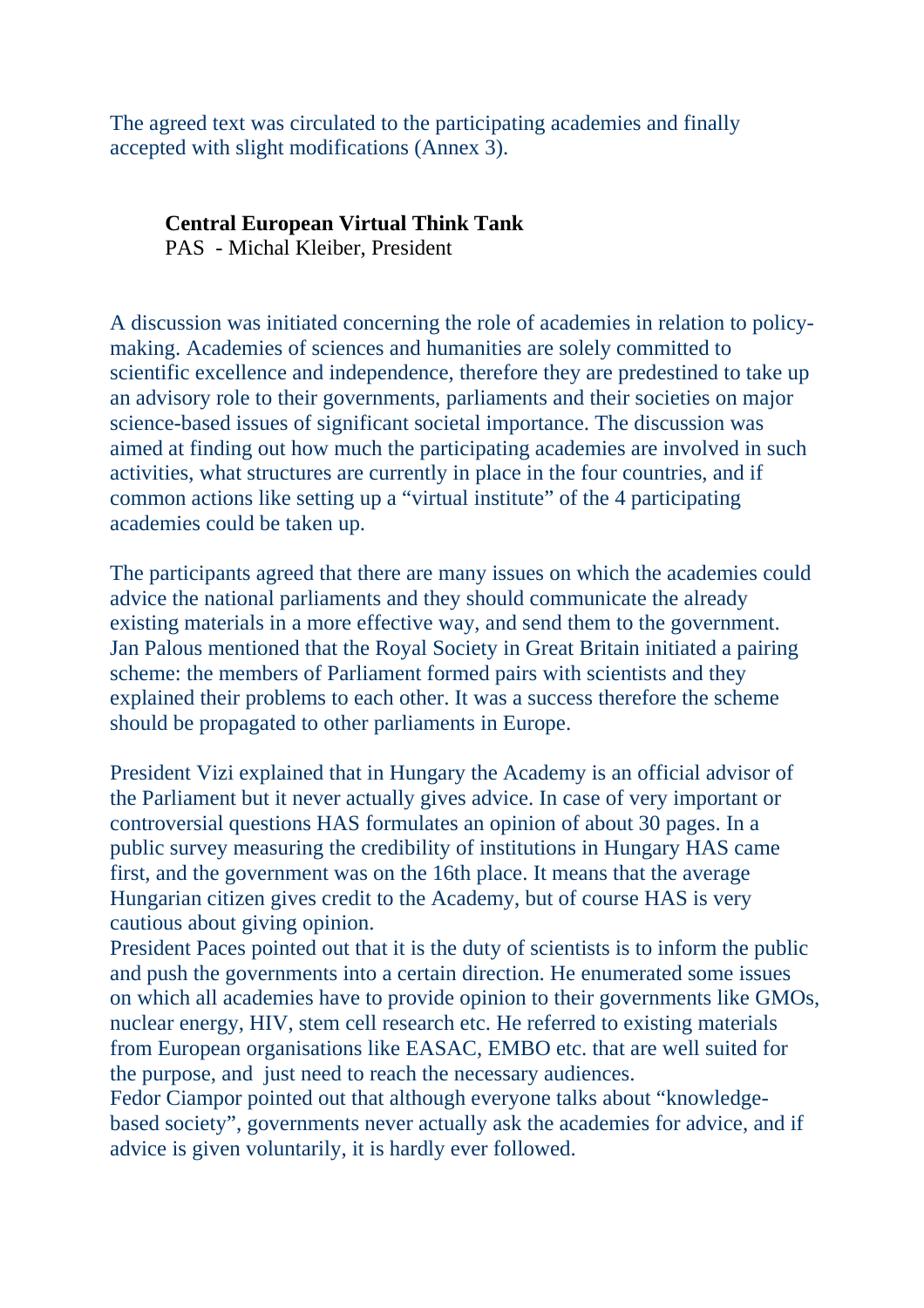The agreed text was circulated to the participating academies and finally accepted with slight modifications (Annex 3).

**Central European Virtual Think Tank**
PAS - Michal Kleiber, President

A discussion was initiated concerning the role of academies in relation to policy-making. Academies of sciences and humanities are solely committed to scientific excellence and independence, therefore they are predestined to take up an advisory role to their governments, parliaments and their societies on major science-based issues of significant societal importance. The discussion was aimed at finding out how much the participating academies are involved in such activities, what structures are currently in place in the four countries, and if common actions like setting up a "virtual institute" of the 4 participating academies could be taken up.

The participants agreed that there are many issues on which the academies could advice the national parliaments and they should communicate the already existing materials in a more effective way, and send them to the government. Jan Palous mentioned that the Royal Society in Great Britain initiated a pairing scheme: the members of Parliament formed pairs with scientists and they explained their problems to each other. It was a success therefore the scheme should be propagated to other parliaments in Europe.

President Vizi explained that in Hungary the Academy is an official advisor of the Parliament but it never actually gives advice. In case of very important or controversial questions HAS formulates an opinion of about 30 pages. In a public survey measuring the credibility of institutions in Hungary HAS came first, and the government was on the 16th place. It means that the average Hungarian citizen gives credit to the Academy, but of course HAS is very cautious about giving opinion.
President Paces pointed out that it is the duty of scientists is to inform the public and push the governments into a certain direction. He enumerated some issues on which all academies have to provide opinion to their governments like GMOs, nuclear energy, HIV, stem cell research etc. He referred to existing materials from European organisations like EASAC, EMBO etc. that are well suited for the purpose, and just need to reach the necessary audiences.
Fedor Ciampor pointed out that although everyone talks about "knowledge-based society", governments never actually ask the academies for advice, and if advice is given voluntarily, it is hardly ever followed.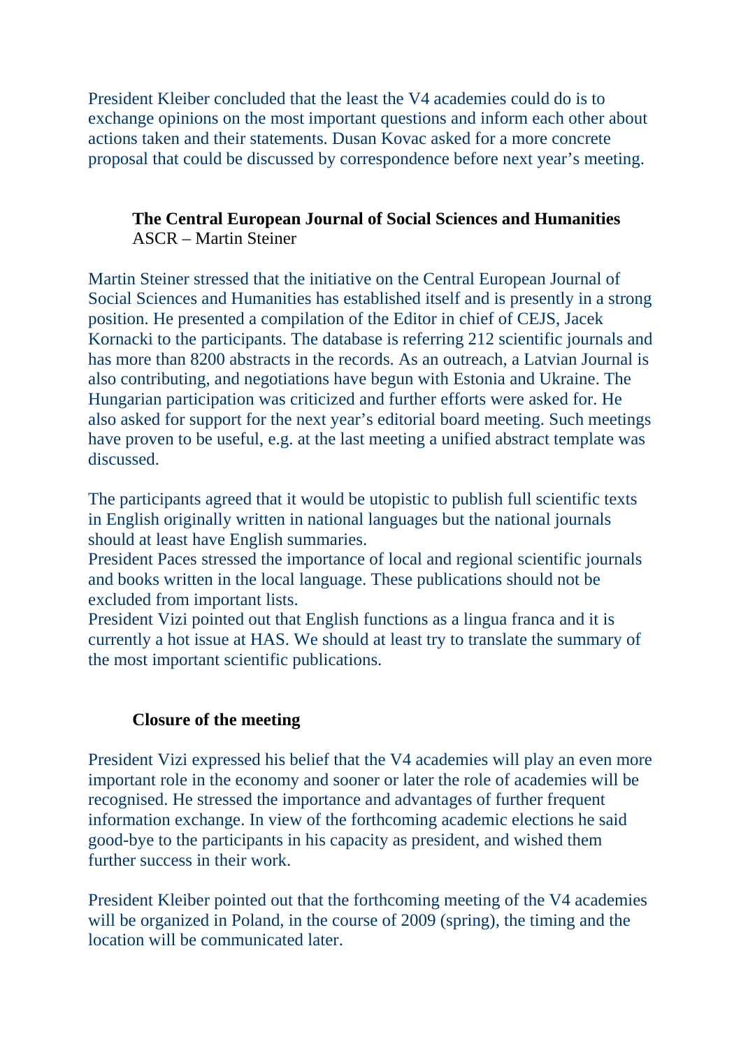President Kleiber concluded that the least the V4 academies could do is to exchange opinions on the most important questions and inform each other about actions taken and their statements. Dusan Kovac asked for a more concrete proposal that could be discussed by correspondence before next year's meeting.

**The Central European Journal of Social Sciences and Humanities**
ASCR – Martin Steiner

Martin Steiner stressed that the initiative on the Central European Journal of Social Sciences and Humanities has established itself and is presently in a strong position. He presented a compilation of the Editor in chief of CEJS, Jacek Kornacki to the participants. The database is referring 212 scientific journals and has more than 8200 abstracts in the records. As an outreach, a Latvian Journal is also contributing, and negotiations have begun with Estonia and Ukraine. The Hungarian participation was criticized and further efforts were asked for. He also asked for support for the next year's editorial board meeting. Such meetings have proven to be useful, e.g. at the last meeting a unified abstract template was discussed.

The participants agreed that it would be utopistic to publish full scientific texts in English originally written in national languages but the national journals should at least have English summaries.
President Paces stressed the importance of local and regional scientific journals and books written in the local language. These publications should not be excluded from important lists.
President Vizi pointed out that English functions as a lingua franca and it is currently a hot issue at HAS. We should at least try to translate the summary of the most important scientific publications.

**Closure of the meeting**

President Vizi expressed his belief that the V4 academies will play an even more important role in the economy and sooner or later the role of academies will be recognised. He stressed the importance and advantages of further frequent information exchange. In view of the forthcoming academic elections he said good-bye to the participants in his capacity as president, and wished them further success in their work.

President Kleiber pointed out that the forthcoming meeting of the V4 academies will be organized in Poland, in the course of 2009 (spring), the timing and the location will be communicated later.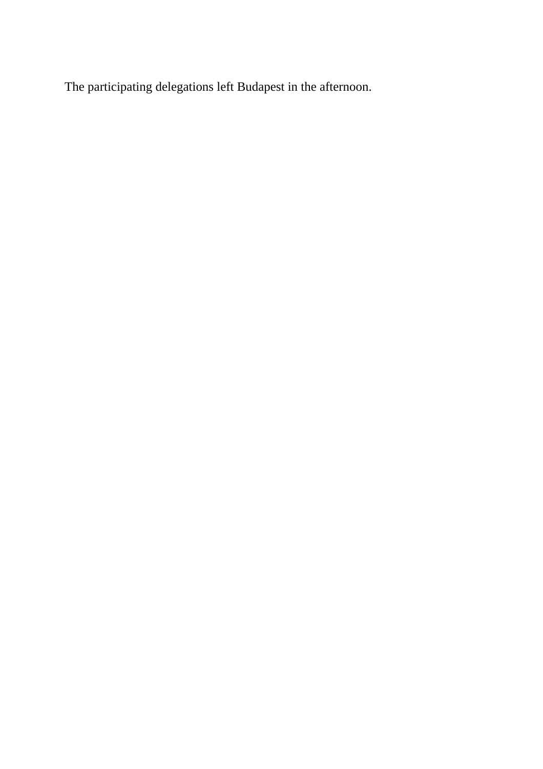The participating delegations left Budapest in the afternoon.